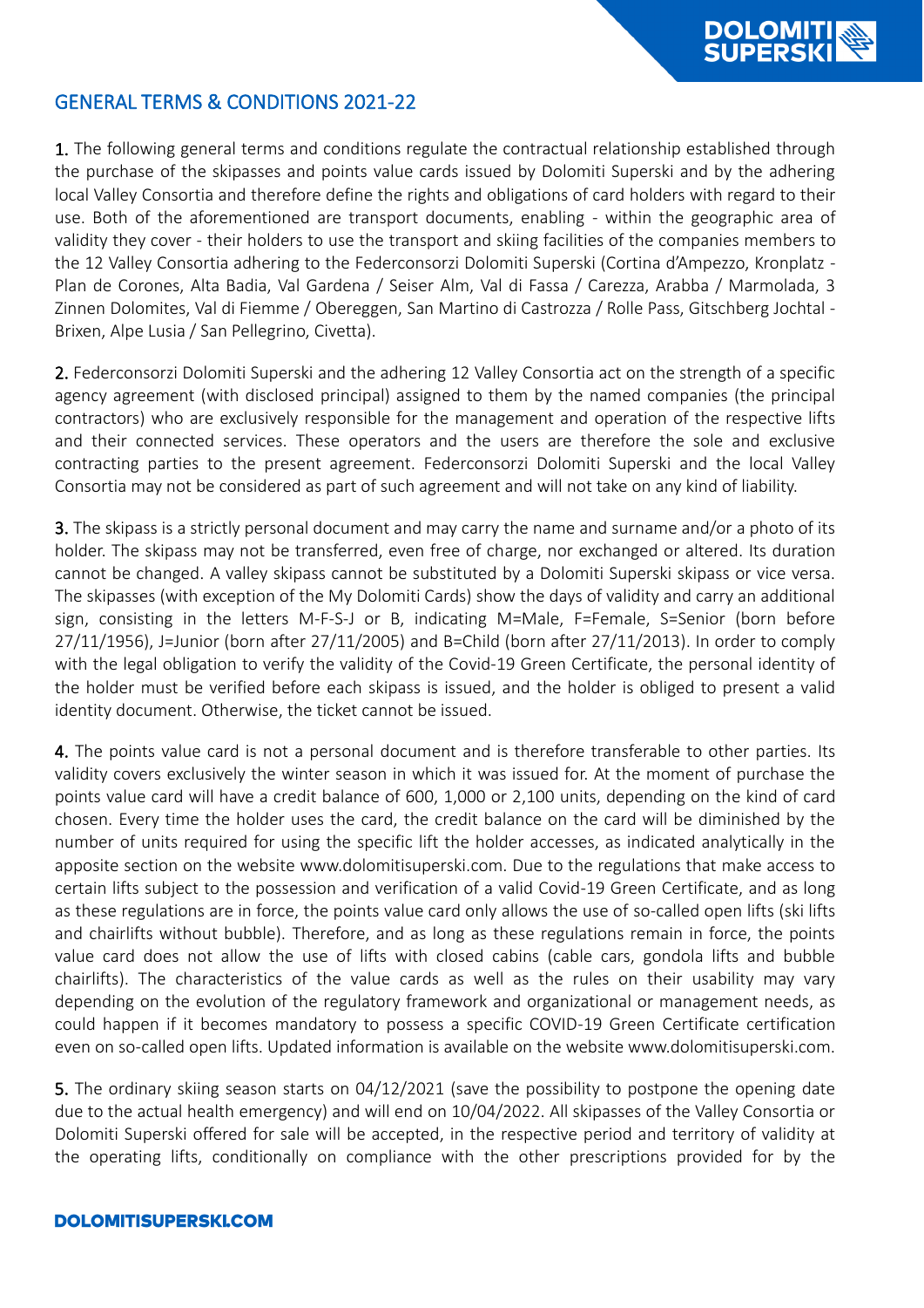# GENERAL TERMS & CONDITIONS 2021-22

**1.** The following general terms and conditions regulate the contractual relationship established through the purchase of the skipasses and points value cards issued by Dolomiti Superski and by the adhering local Valley Consortia and therefore define the rights and obligations of card holders with regard to their use. Both of the aforementioned are transport documents, enabling - within the geographic area of validity they cover - their holders to use the transport and skiing facilities of the companies members to the 12 Valley Consortia adhering to the Federconsorzi Dolomiti Superski (Cortina d'Ampezzo, Kronplatz - Plan de Corones, Alta Badia, Val Gardena / Seiser Alm, Val di Fassa / Carezza, Arabba / Marmolada, 3 Zinnen Dolomites, Val di Fiemme / Obereggen, San Martino di Castrozza / Rolle Pass, Gitschberg Jochtal - Brixen, Alpe Lusia / San Pellegrino, Civetta).

**2.** Federconsorzi Dolomiti Superski and the adhering 12 Valley Consortia act on the strength of a specific agency agreement (with disclosed principal) assigned to them by the named companies (the principal contractors) who are exclusively responsible for the management and operation of the respective lifts and their connected services. These operators and the users are therefore the sole and exclusive contracting parties to the present agreement. Federconsorzi Dolomiti Superski and the local Valley Consortia may not be considered as part of such agreement and will not take on any kind of liability.

**3.** The skipass is a strictly personal document and may carry the name and surname and/or a photo of its holder. The skipass may not be transferred, even free of charge, nor exchanged or altered. Its duration cannot be changed. A valley skipass cannot be substituted by a Dolomiti Superski skipass or vice versa. The skipasses (with exception of the My Dolomiti Cards) show the days of validity and carry an additional sign, consisting in the letters M-F-S-J or B, indicating M=Male, F=Female, S=Senior (born before 27/11/1956), J=Junior (born after 27/11/2005) and B=Child (born after 27/11/2013). In order to comply with the legal obligation to verify the validity of the Covid-19 Green Certificate, the personal identity of the holder must be verified before each skipass is issued, and the holder is obliged to present a valid identity document. Otherwise, the ticket cannot be issued.

**4.** The points value card is not a personal document and is therefore transferable to other parties. Its validity covers exclusively the winter season in which it was issued for. At the moment of purchase the points value card will have a credit balance of 600, 1,000 or 2,100 units, depending on the kind of card chosen. Every time the holder uses the card, the credit balance on the card will be diminished by the number of units required for using the specific lift the holder accesses, as indicated analytically in the apposite section on the website www.dolomitisuperski.com. Due to the regulations that make access to certain lifts subject to the possession and verification of a valid Covid-19 Green Certificate, and as long as these regulations are in force, the points value card only allows the use of so-called open lifts (ski lifts and chairlifts without bubble). Therefore, and as long as these regulations remain in force, the points value card does not allow the use of lifts with closed cabins (cable cars, gondola lifts and bubble chairlifts). The characteristics of the value cards as well as the rules on their usability may vary depending on the evolution of the regulatory framework and organizational or management needs, as could happen if it becomes mandatory to possess a specific COVID-19 Green Certificate certification even on so-called open lifts. Updated information is available on the website www.dolomitisuperski.com.

**5.** The ordinary skiing season starts on 04/12/2021 (save the possibility to postpone the opening date due to the actual health emergency) and will end on 10/04/2022. All skipasses of the Valley Consortia or Dolomiti Superski offered for sale will be accepted, in the respective period and territory of validity at the operating lifts, conditionally on compliance with the other prescriptions provided for by the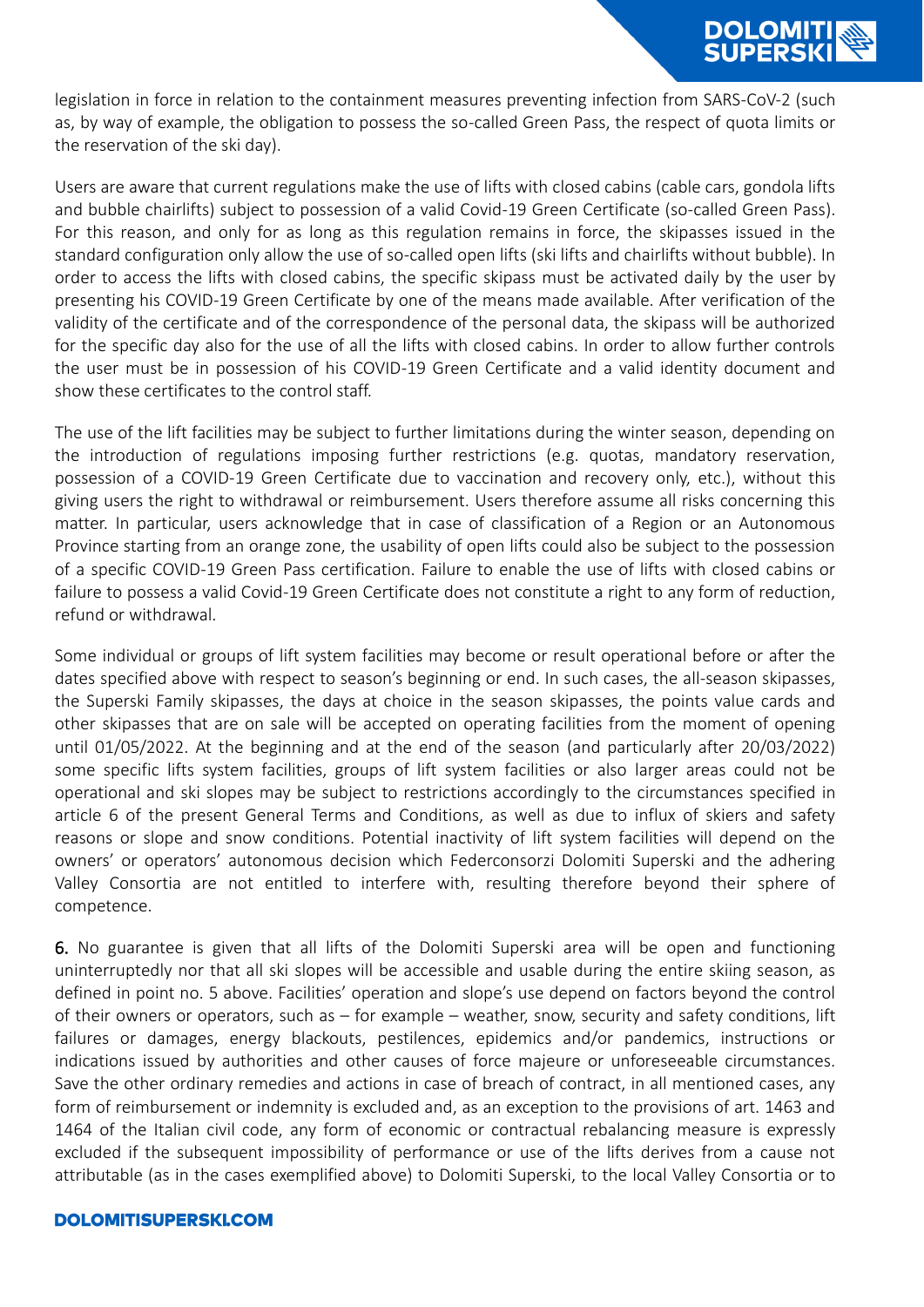legislation in force in relation to the containment measures preventing infection from SARS-CoV-2 (such as, by way of example, the obligation to possess the so-called Green Pass, the respect of quota limits or the reservation of the ski day).

Users are aware that current regulations make the use of lifts with closed cabins (cable cars, gondola lifts and bubble chairlifts) subject to possession of a valid Covid-19 Green Certificate (so-called Green Pass). For this reason, and only for as long as this regulation remains in force, the skipasses issued in the standard configuration only allow the use of so-called open lifts (ski lifts and chairlifts without bubble). In order to access the lifts with closed cabins, the specific skipass must be activated daily by the user by presenting his COVID-19 Green Certificate by one of the means made available. After verification of the validity of the certificate and of the correspondence of the personal data, the skipass will be authorized for the specific day also for the use of all the lifts with closed cabins. In order to allow further controls the user must be in possession of his COVID-19 Green Certificate and a valid identity document and show these certificates to the control staff.

The use of the lift facilities may be subject to further limitations during the winter season, depending on the introduction of regulations imposing further restrictions (e.g. quotas, mandatory reservation, possession of a COVID-19 Green Certificate due to vaccination and recovery only, etc.), without this giving users the right to withdrawal or reimbursement. Users therefore assume all risks concerning this matter. In particular, users acknowledge that in case of classification of a Region or an Autonomous Province starting from an orange zone, the usability of open lifts could also be subject to the possession of a specific COVID-19 Green Pass certification. Failure to enable the use of lifts with closed cabins or failure to possess a valid Covid-19 Green Certificate does not constitute a right to any form of reduction, refund or withdrawal.

Some individual or groups of lift system facilities may become or result operational before or after the dates specified above with respect to season's beginning or end. In such cases, the all-season skipasses, the Superski Family skipasses, the days at choice in the season skipasses, the points value cards and other skipasses that are on sale will be accepted on operating facilities from the moment of opening until 01/05/2022. At the beginning and at the end of the season (and particularly after 20/03/2022) some specific lifts system facilities, groups of lift system facilities or also larger areas could not be operational and ski slopes may be subject to restrictions accordingly to the circumstances specified in article 6 of the present General Terms and Conditions, as well as due to influx of skiers and safety reasons or slope and snow conditions. Potential inactivity of lift system facilities will depend on the owners' or operators' autonomous decision which Federconsorzi Dolomiti Superski and the adhering Valley Consortia are not entitled to interfere with, resulting therefore beyond their sphere of competence.

**6.** No guarantee is given that all lifts of the Dolomiti Superski area will be open and functioning uninterruptedly nor that all ski slopes will be accessible and usable during the entire skiing season, as defined in point no. 5 above. Facilities' operation and slope's use depend on factors beyond the control of their owners or operators, such as – for example – weather, snow, security and safety conditions, lift failures or damages, energy blackouts, pestilences, epidemics and/or pandemics, instructions or indications issued by authorities and other causes of force majeure or unforeseeable circumstances. Save the other ordinary remedies and actions in case of breach of contract, in all mentioned cases, any form of reimbursement or indemnity is excluded and, as an exception to the provisions of art. 1463 and 1464 of the Italian civil code, any form of economic or contractual rebalancing measure is expressly excluded if the subsequent impossibility of performance or use of the lifts derives from a cause not attributable (as in the cases exemplified above) to Dolomiti Superski, to the local Valley Consortia or to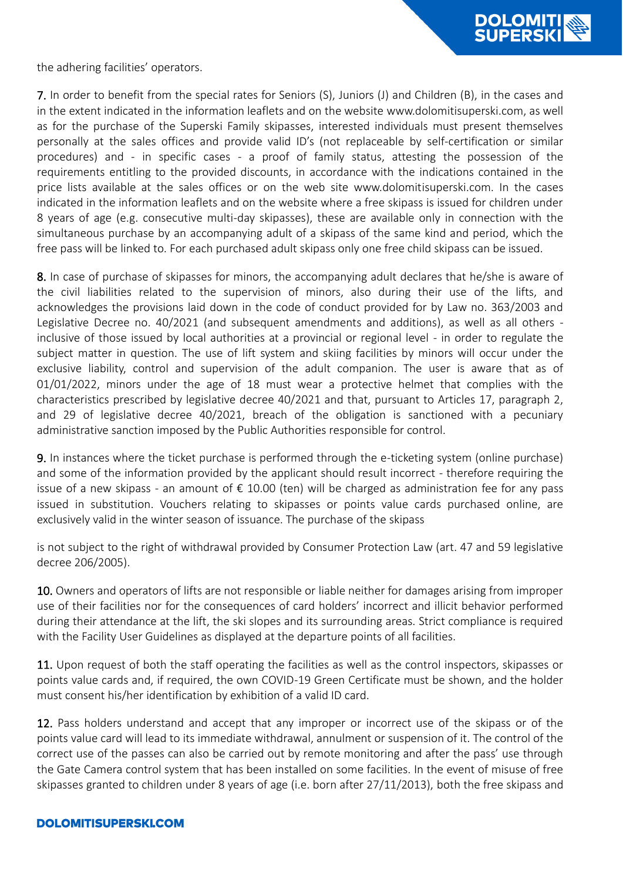the adhering facilities' operators.

**7.** In order to benefit from the special rates for Seniors (S), Juniors (J) and Children (B), in the cases and in the extent indicated in the information leaflets and on the website www.dolomitisuperski.com, as well as for the purchase of the Superski Family skipasses, interested individuals must present themselves personally at the sales offices and provide valid ID's (not replaceable by self-certification or similar procedures) and - in specific cases - a proof of family status, attesting the possession of the requirements entitling to the provided discounts, in accordance with the indications contained in the price lists available at the sales offices or on the web site www.dolomitisuperski.com. In the cases indicated in the information leaflets and on the website where a free skipass is issued for children under 8 years of age (e.g. consecutive multi-day skipasses), these are available only in connection with the simultaneous purchase by an accompanying adult of a skipass of the same kind and period, which the free pass will be linked to. For each purchased adult skipass only one free child skipass can be issued.

**8.** In case of purchase of skipasses for minors, the accompanying adult declares that he/she is aware of the civil liabilities related to the supervision of minors, also during their use of the lifts, and acknowledges the provisions laid down in the code of conduct provided for by Law no. 363/2003 and Legislative Decree no. 40/2021 (and subsequent amendments and additions), as well as all others - inclusive of those issued by local authorities at a provincial or regional level - in order to regulate the subject matter in question. The use of lift system and skiing facilities by minors will occur under the exclusive liability, control and supervision of the adult companion. The user is aware that as of 01/01/2022, minors under the age of 18 must wear a protective helmet that complies with the characteristics prescribed by legislative decree 40/2021 and that, pursuant to Articles 17, paragraph 2, and 29 of legislative decree 40/2021, breach of the obligation is sanctioned with a pecuniary administrative sanction imposed by the Public Authorities responsible for control.

**9.** In instances where the ticket purchase is performed through the e-ticketing system (online purchase) and some of the information provided by the applicant should result incorrect - therefore requiring the issue of a new skipass - an amount of € 10.00 (ten) will be charged as administration fee for any pass issued in substitution. Vouchers relating to skipasses or points value cards purchased online, are exclusively valid in the winter season of issuance. The purchase of the skipass

is not subject to the right of withdrawal provided by Consumer Protection Law (art. 47 and 59 legislative decree 206/2005).

**10.** Owners and operators of lifts are not responsible or liable neither for damages arising from improper use of their facilities nor for the consequences of card holders' incorrect and illicit behavior performed during their attendance at the lift, the ski slopes and its surrounding areas. Strict compliance is required with the Facility User Guidelines as displayed at the departure points of all facilities.

**11.** Upon request of both the staff operating the facilities as well as the control inspectors, skipasses or points value cards and, if required, the own COVID-19 Green Certificate must be shown, and the holder must consent his/her identification by exhibition of a valid ID card.

**12.** Pass holders understand and accept that any improper or incorrect use of the skipass or of the points value card will lead to its immediate withdrawal, annulment or suspension of it. The control of the correct use of the passes can also be carried out by remote monitoring and after the pass' use through the Gate Camera control system that has been installed on some facilities. In the event of misuse of free skipasses granted to children under 8 years of age (i.e. born after 27/11/2013), both the free skipass and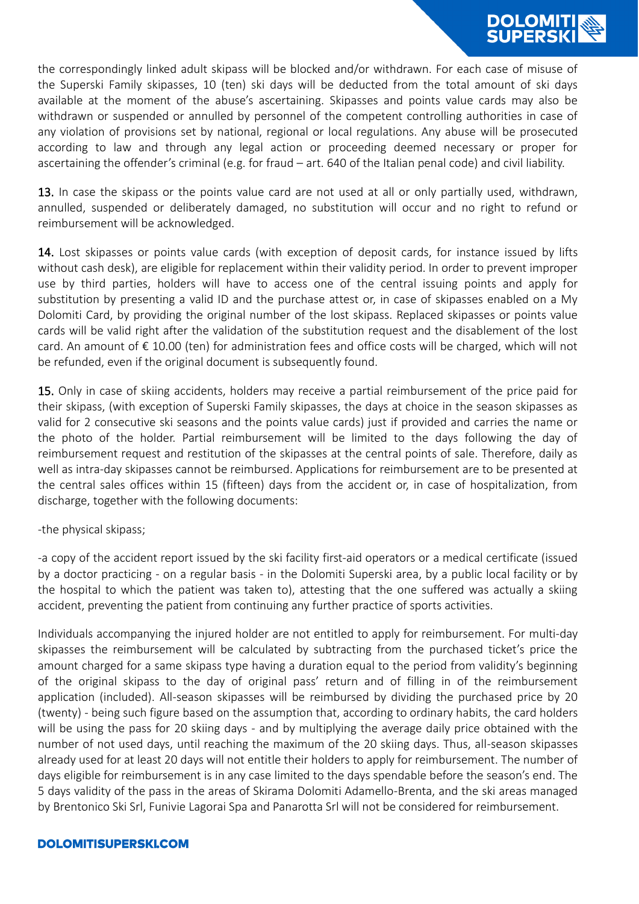the correspondingly linked adult skipass will be blocked and/or withdrawn. For each case of misuse of the Superski Family skipasses, 10 (ten) ski days will be deducted from the total amount of ski days available at the moment of the abuse's ascertaining. Skipasses and points value cards may also be withdrawn or suspended or annulled by personnel of the competent controlling authorities in case of any violation of provisions set by national, regional or local regulations. Any abuse will be prosecuted according to law and through any legal action or proceeding deemed necessary or proper for ascertaining the offender's criminal (e.g. for fraud – art. 640 of the Italian penal code) and civil liability.

**13.** In case the skipass or the points value card are not used at all or only partially used, withdrawn, annulled, suspended or deliberately damaged, no substitution will occur and no right to refund or reimbursement will be acknowledged.

**14.** Lost skipasses or points value cards (with exception of deposit cards, for instance issued by lifts without cash desk), are eligible for replacement within their validity period. In order to prevent improper use by third parties, holders will have to access one of the central issuing points and apply for substitution by presenting a valid ID and the purchase attest or, in case of skipasses enabled on a My Dolomiti Card, by providing the original number of the lost skipass. Replaced skipasses or points value cards will be valid right after the validation of the substitution request and the disablement of the lost card. An amount of € 10.00 (ten) for administration fees and office costs will be charged, which will not be refunded, even if the original document is subsequently found.

**15.** Only in case of skiing accidents, holders may receive a partial reimbursement of the price paid for their skipass, (with exception of Superski Family skipasses, the days at choice in the season skipasses as valid for 2 consecutive ski seasons and the points value cards) just if provided and carries the name or the photo of the holder. Partial reimbursement will be limited to the days following the day of reimbursement request and restitution of the skipasses at the central points of sale. Therefore, daily as well as intra-day skipasses cannot be reimbursed. Applications for reimbursement are to be presented at the central sales offices within 15 (fifteen) days from the accident or, in case of hospitalization, from discharge, together with the following documents:

-the physical skipass;

-a copy of the accident report issued by the ski facility first-aid operators or a medical certificate (issued by a doctor practicing - on a regular basis - in the Dolomiti Superski area, by a public local facility or by the hospital to which the patient was taken to), attesting that the one suffered was actually a skiing accident, preventing the patient from continuing any further practice of sports activities.

Individuals accompanying the injured holder are not entitled to apply for reimbursement. For multi-day skipasses the reimbursement will be calculated by subtracting from the purchased ticket's price the amount charged for a same skipass type having a duration equal to the period from validity's beginning of the original skipass to the day of original pass' return and of filling in of the reimbursement application (included). All-season skipasses will be reimbursed by dividing the purchased price by 20 (twenty) - being such figure based on the assumption that, according to ordinary habits, the card holders will be using the pass for 20 skiing days - and by multiplying the average daily price obtained with the number of not used days, until reaching the maximum of the 20 skiing days. Thus, all-season skipasses already used for at least 20 days will not entitle their holders to apply for reimbursement. The number of days eligible for reimbursement is in any case limited to the days spendable before the season's end. The 5 days validity of the pass in the areas of Skirama Dolomiti Adamello-Brenta, and the ski areas managed by Brentonico Ski Srl, Funivie Lagorai Spa and Panarotta Srl will not be considered for reimbursement.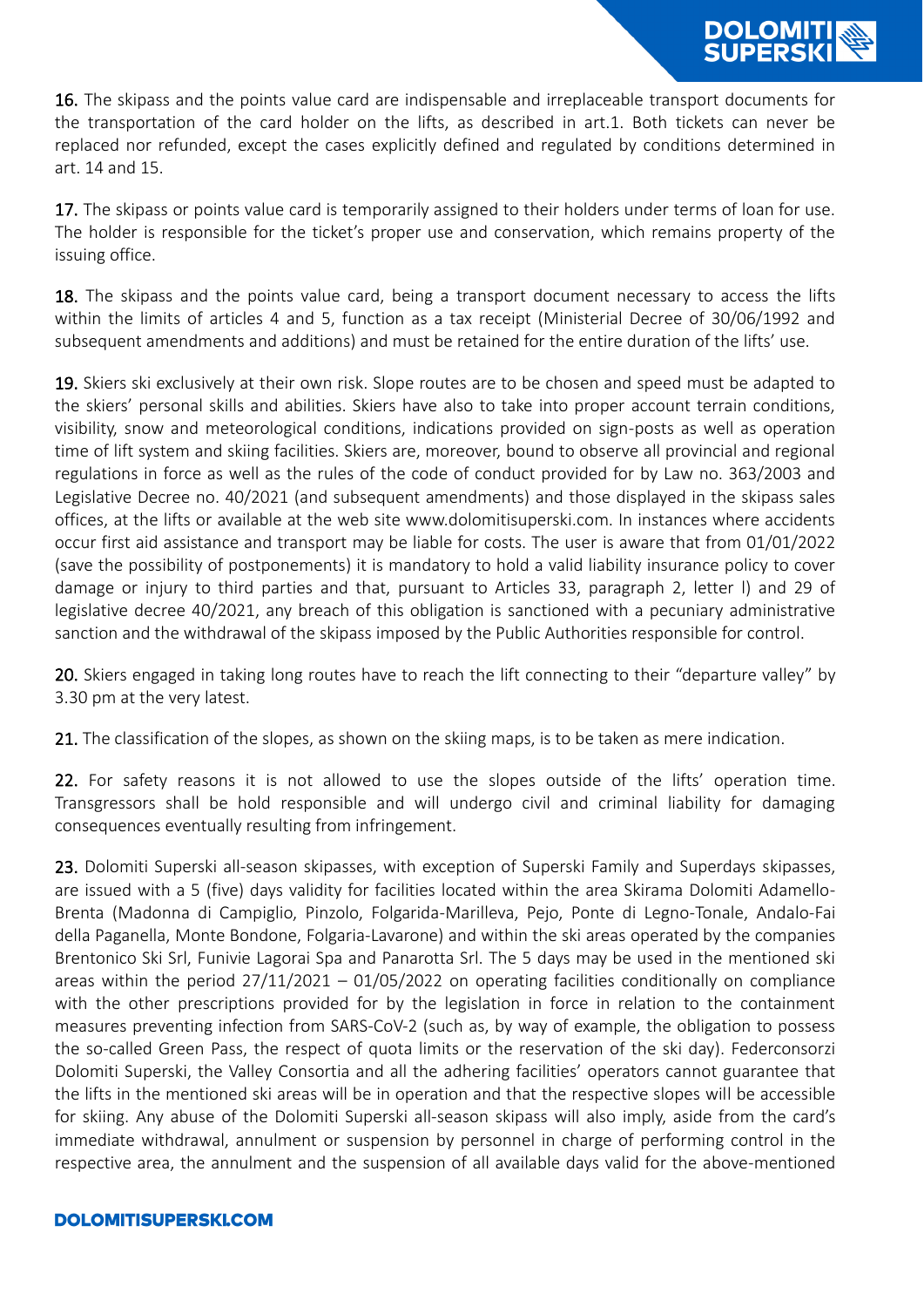**16.** The skipass and the points value card are indispensable and irreplaceable transport documents for the transportation of the card holder on the lifts, as described in art.1. Both tickets can never be replaced nor refunded, except the cases explicitly defined and regulated by conditions determined in art. 14 and 15.

**17.** The skipass or points value card is temporarily assigned to their holders under terms of loan for use. The holder is responsible for the ticket's proper use and conservation, which remains property of the issuing office.

**18.** The skipass and the points value card, being a transport document necessary to access the lifts within the limits of articles 4 and 5, function as a tax receipt (Ministerial Decree of 30/06/1992 and subsequent amendments and additions) and must be retained for the entire duration of the lifts' use.

**19.** Skiers ski exclusively at their own risk. Slope routes are to be chosen and speed must be adapted to the skiers' personal skills and abilities. Skiers have also to take into proper account terrain conditions, visibility, snow and meteorological conditions, indications provided on sign-posts as well as operation time of lift system and skiing facilities. Skiers are, moreover, bound to observe all provincial and regional regulations in force as well as the rules of the code of conduct provided for by Law no. 363/2003 and Legislative Decree no. 40/2021 (and subsequent amendments) and those displayed in the skipass sales offices, at the lifts or available at the web site www.dolomitisuperski.com. In instances where accidents occur first aid assistance and transport may be liable for costs. The user is aware that from 01/01/2022 (save the possibility of postponements) it is mandatory to hold a valid liability insurance policy to cover damage or injury to third parties and that, pursuant to Articles 33, paragraph 2, letter l) and 29 of legislative decree 40/2021, any breach of this obligation is sanctioned with a pecuniary administrative sanction and the withdrawal of the skipass imposed by the Public Authorities responsible for control.

**20.** Skiers engaged in taking long routes have to reach the lift connecting to their "departure valley" by 3.30 pm at the very latest.

**21.** The classification of the slopes, as shown on the skiing maps, is to be taken as mere indication.

**22.** For safety reasons it is not allowed to use the slopes outside of the lifts' operation time. Transgressors shall be hold responsible and will undergo civil and criminal liability for damaging consequences eventually resulting from infringement.

**23.** Dolomiti Superski all-season skipasses, with exception of Superski Family and Superdays skipasses, are issued with a 5 (five) days validity for facilities located within the area Skirama Dolomiti Adamello-Brenta (Madonna di Campiglio, Pinzolo, Folgarida-Marilleva, Pejo, Ponte di Legno-Tonale, Andalo-Fai della Paganella, Monte Bondone, Folgaria-Lavarone) and within the ski areas operated by the companies Brentonico Ski Srl, Funivie Lagorai Spa and Panarotta Srl. The 5 days may be used in the mentioned ski areas within the period 27/11/2021 – 01/05/2022 on operating facilities conditionally on compliance with the other prescriptions provided for by the legislation in force in relation to the containment measures preventing infection from SARS-CoV-2 (such as, by way of example, the obligation to possess the so-called Green Pass, the respect of quota limits or the reservation of the ski day). Federconsorzi Dolomiti Superski, the Valley Consortia and all the adhering facilities' operators cannot guarantee that the lifts in the mentioned ski areas will be in operation and that the respective slopes will be accessible for skiing. Any abuse of the Dolomiti Superski all-season skipass will also imply, aside from the card's immediate withdrawal, annulment or suspension by personnel in charge of performing control in the respective area, the annulment and the suspension of all available days valid for the above-mentioned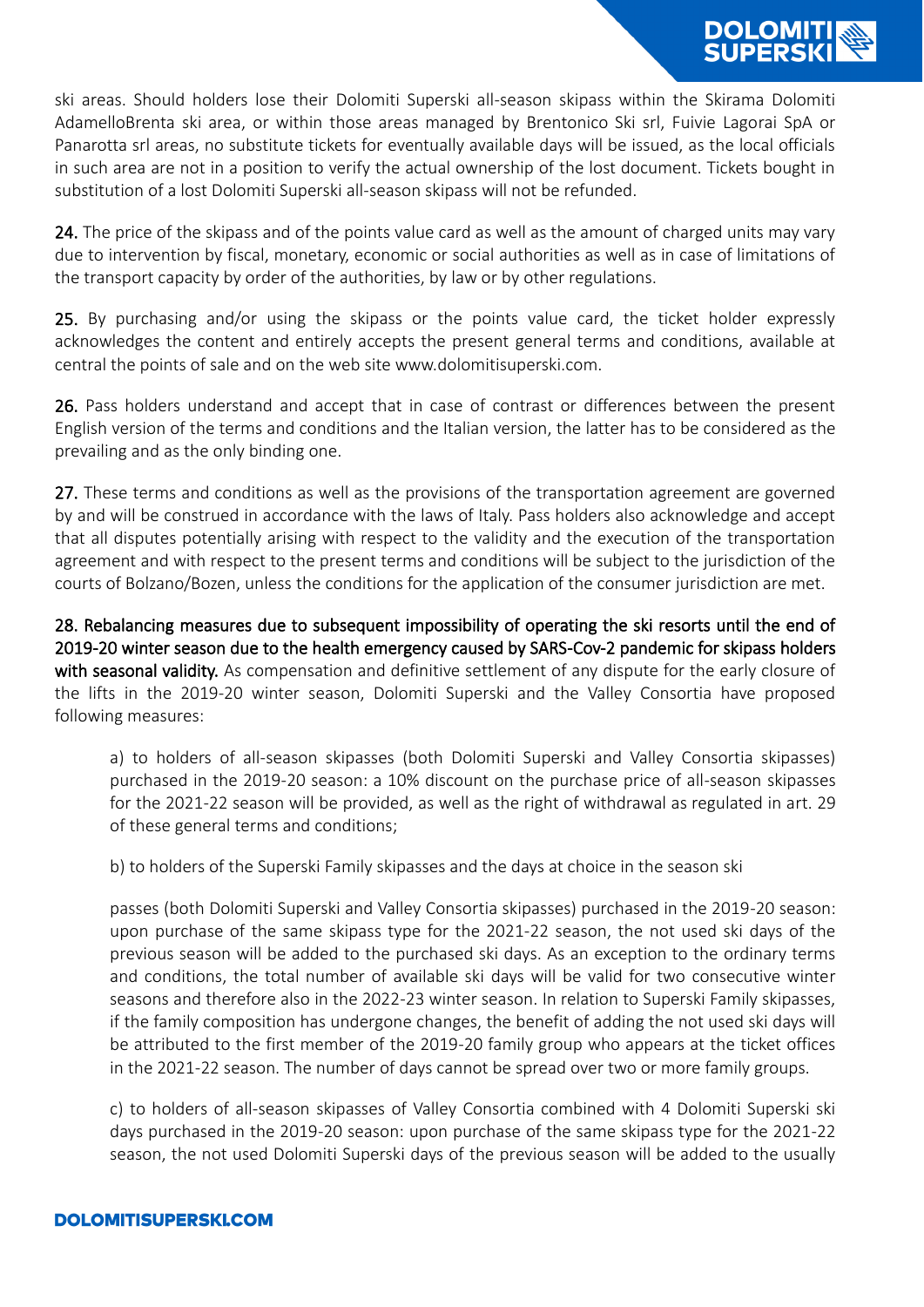ski areas. Should holders lose their Dolomiti Superski all-season skipass within the Skirama Dolomiti AdamelloBrenta ski area, or within those areas managed by Brentonico Ski srl, Fuivie Lagorai SpA or Panarotta srl areas, no substitute tickets for eventually available days will be issued, as the local officials in such area are not in a position to verify the actual ownership of the lost document. Tickets bought in substitution of a lost Dolomiti Superski all-season skipass will not be refunded.

**24.** The price of the skipass and of the points value card as well as the amount of charged units may vary due to intervention by fiscal, monetary, economic or social authorities as well as in case of limitations of the transport capacity by order of the authorities, by law or by other regulations.

**25.** By purchasing and/or using the skipass or the points value card, the ticket holder expressly acknowledges the content and entirely accepts the present general terms and conditions, available at central the points of sale and on the web site www.dolomitisuperski.com.

**26.** Pass holders understand and accept that in case of contrast or differences between the present English version of the terms and conditions and the Italian version, the latter has to be considered as the prevailing and as the only binding one.

**27.** These terms and conditions as well as the provisions of the transportation agreement are governed by and will be construed in accordance with the laws of Italy. Pass holders also acknowledge and accept that all disputes potentially arising with respect to the validity and the execution of the transportation agreement and with respect to the present terms and conditions will be subject to the jurisdiction of the courts of Bolzano/Bozen, unless the conditions for the application of the consumer jurisdiction are met.

**28. Rebalancing measures due to subsequent impossibility of operating the ski resorts until the end of 2019-20 winter season due to the health emergency caused by SARS-Cov-2 pandemic for skipass holders with seasonal validity.** As compensation and definitive settlement of any dispute for the early closure of the lifts in the 2019-20 winter season, Dolomiti Superski and the Valley Consortia have proposed following measures:

a) to holders of all-season skipasses (both Dolomiti Superski and Valley Consortia skipasses) purchased in the 2019-20 season: a 10% discount on the purchase price of all-season skipasses for the 2021-22 season will be provided, as well as the right of withdrawal as regulated in art. 29 of these general terms and conditions;

b) to holders of the Superski Family skipasses and the days at choice in the season ski passes (both Dolomiti Superski and Valley Consortia skipasses) purchased in the 2019-20 season: upon purchase of the same skipass type for the 2021-22 season, the not used ski days of the previous season will be added to the purchased ski days. As an exception to the ordinary terms and conditions, the total number of available ski days will be valid for two consecutive winter seasons and therefore also in the 2022-23 winter season. In relation to Superski Family skipasses, if the family composition has undergone changes, the benefit of adding the not used ski days will be attributed to the first member of the 2019-20 family group who appears at the ticket offices in the 2021-22 season. The number of days cannot be spread over two or more family groups.

c) to holders of all-season skipasses of Valley Consortia combined with 4 Dolomiti Superski ski days purchased in the 2019-20 season: upon purchase of the same skipass type for the 2021-22 season, the not used Dolomiti Superski days of the previous season will be added to the usually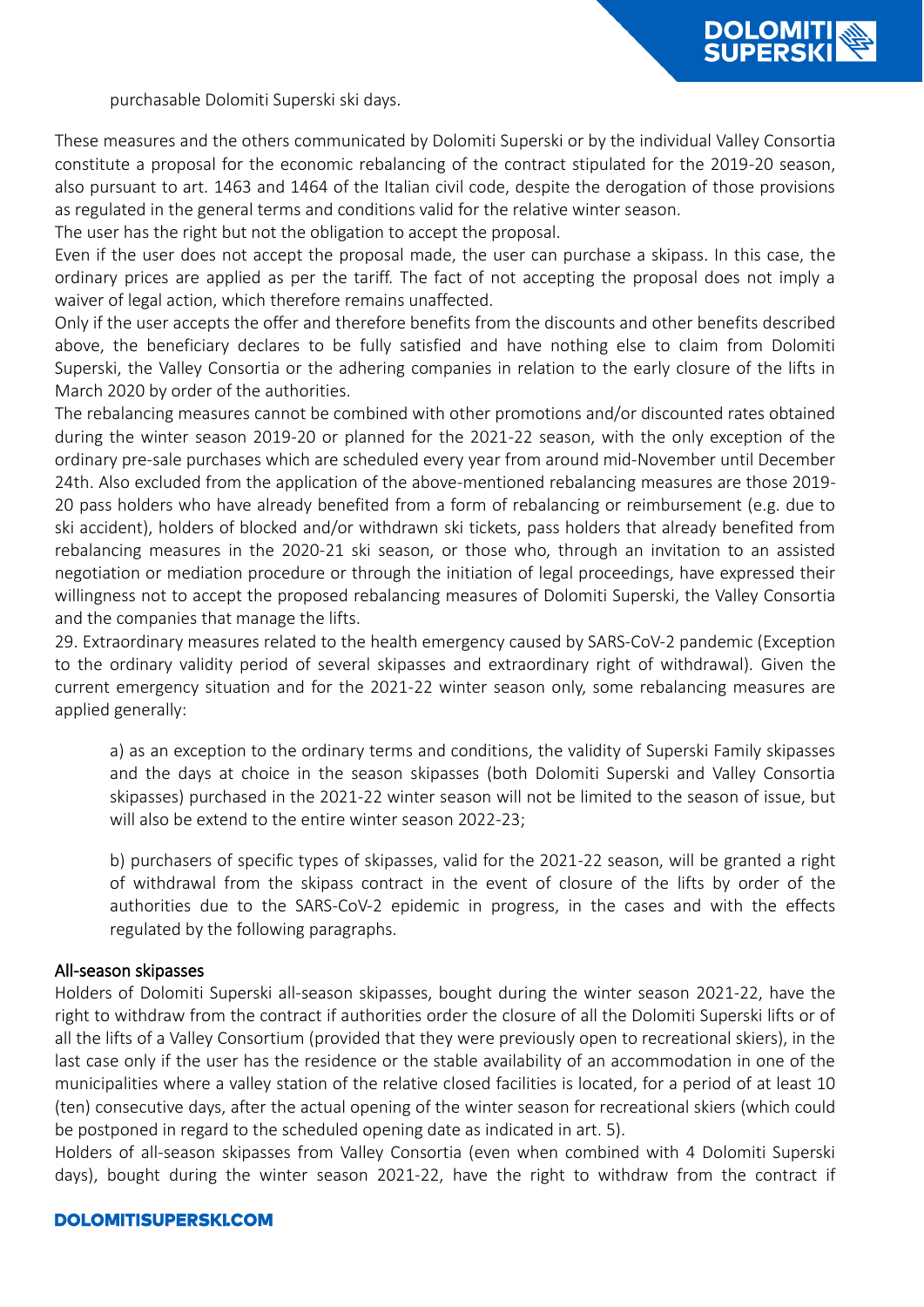purchasable Dolomiti Superski ski days.

These measures and the others communicated by Dolomiti Superski or by the individual Valley Consortia constitute a proposal for the economic rebalancing of the contract stipulated for the 2019-20 season, also pursuant to art. 1463 and 1464 of the Italian civil code, despite the derogation of those provisions as regulated in the general terms and conditions valid for the relative winter season.
The user has the right but not the obligation to accept the proposal.
Even if the user does not accept the proposal made, the user can purchase a skipass. In this case, the ordinary prices are applied as per the tariff. The fact of not accepting the proposal does not imply a waiver of legal action, which therefore remains unaffected.
Only if the user accepts the offer and therefore benefits from the discounts and other benefits described above, the beneficiary declares to be fully satisfied and have nothing else to claim from Dolomiti Superski, the Valley Consortia or the adhering companies in relation to the early closure of the lifts in March 2020 by order of the authorities.
The rebalancing measures cannot be combined with other promotions and/or discounted rates obtained during the winter season 2019-20 or planned for the 2021-22 season, with the only exception of the ordinary pre-sale purchases which are scheduled every year from around mid-November until December 24th. Also excluded from the application of the above-mentioned rebalancing measures are those 2019-20 pass holders who have already benefited from a form of rebalancing or reimbursement (e.g. due to ski accident), holders of blocked and/or withdrawn ski tickets, pass holders that already benefited from rebalancing measures in the 2020-21 ski season, or those who, through an invitation to an assisted negotiation or mediation procedure or through the initiation of legal proceedings, have expressed their willingness not to accept the proposed rebalancing measures of Dolomiti Superski, the Valley Consortia and the companies that manage the lifts.
29. Extraordinary measures related to the health emergency caused by SARS-CoV-2 pandemic (Exception to the ordinary validity period of several skipasses and extraordinary right of withdrawal). Given the current emergency situation and for the 2021-22 winter season only, some rebalancing measures are applied generally:

a) as an exception to the ordinary terms and conditions, the validity of Superski Family skipasses and the days at choice in the season skipasses (both Dolomiti Superski and Valley Consortia skipasses) purchased in the 2021-22 winter season will not be limited to the season of issue, but will also be extend to the entire winter season 2022-23;

b) purchasers of specific types of skipasses, valid for the 2021-22 season, will be granted a right of withdrawal from the skipass contract in the event of closure of the lifts by order of the authorities due to the SARS-CoV-2 epidemic in progress, in the cases and with the effects regulated by the following paragraphs.

All-season skipasses

Holders of Dolomiti Superski all-season skipasses, bought during the winter season 2021-22, have the right to withdraw from the contract if authorities order the closure of all the Dolomiti Superski lifts or of all the lifts of a Valley Consortium (provided that they were previously open to recreational skiers), in the last case only if the user has the residence or the stable availability of an accommodation in one of the municipalities where a valley station of the relative closed facilities is located, for a period of at least 10 (ten) consecutive days, after the actual opening of the winter season for recreational skiers (which could be postponed in regard to the scheduled opening date as indicated in art. 5).
Holders of all-season skipasses from Valley Consortia (even when combined with 4 Dolomiti Superski days), bought during the winter season 2021-22, have the right to withdraw from the contract if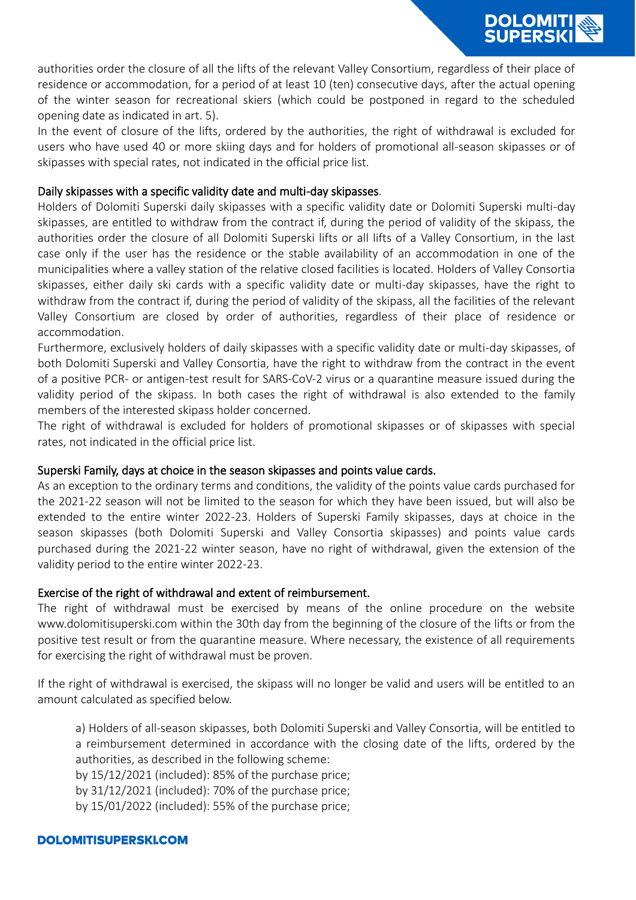authorities order the closure of all the lifts of the relevant Valley Consortium, regardless of their place of residence or accommodation, for a period of at least 10 (ten) consecutive days, after the actual opening of the winter season for recreational skiers (which could be postponed in regard to the scheduled opening date as indicated in art. 5).

In the event of closure of the lifts, ordered by the authorities, the right of withdrawal is excluded for users who have used 40 or more skiing days and for holders of promotional all-season skipasses or of skipasses with special rates, not indicated in the official price list.

### Daily skipasses with a specific validity date and multi-day skipasses.

Holders of Dolomiti Superski daily skipasses with a specific validity date or Dolomiti Superski multi-day skipasses, are entitled to withdraw from the contract if, during the period of validity of the skipass, the authorities order the closure of all Dolomiti Superski lifts or all lifts of a Valley Consortium, in the last case only if the user has the residence or the stable availability of an accommodation in one of the municipalities where a valley station of the relative closed facilities is located. Holders of Valley Consortia skipasses, either daily ski cards with a specific validity date or multi-day skipasses, have the right to withdraw from the contract if, during the period of validity of the skipass, all the facilities of the relevant Valley Consortium are closed by order of authorities, regardless of their place of residence or accommodation.

Furthermore, exclusively holders of daily skipasses with a specific validity date or multi-day skipasses, of both Dolomiti Superski and Valley Consortia, have the right to withdraw from the contract in the event of a positive PCR- or antigen-test result for SARS-CoV-2 virus or a quarantine measure issued during the validity period of the skipass. In both cases the right of withdrawal is also extended to the family members of the interested skipass holder concerned.

The right of withdrawal is excluded for holders of promotional skipasses or of skipasses with special rates, not indicated in the official price list.

### Superski Family, days at choice in the season skipasses and points value cards.

As an exception to the ordinary terms and conditions, the validity of the points value cards purchased for the 2021-22 season will not be limited to the season for which they have been issued, but will also be extended to the entire winter 2022-23. Holders of Superski Family skipasses, days at choice in the season skipasses (both Dolomiti Superski and Valley Consortia skipasses) and points value cards purchased during the 2021-22 winter season, have no right of withdrawal, given the extension of the validity period to the entire winter 2022-23.

### Exercise of the right of withdrawal and extent of reimbursement.

The right of withdrawal must be exercised by means of the online procedure on the website www.dolomitisuperski.com within the 30th day from the beginning of the closure of the lifts or from the positive test result or from the quarantine measure. Where necessary, the existence of all requirements for exercising the right of withdrawal must be proven.

If the right of withdrawal is exercised, the skipass will no longer be valid and users will be entitled to an amount calculated as specified below.

a) Holders of all-season skipasses, both Dolomiti Superski and Valley Consortia, will be entitled to a reimbursement determined in accordance with the closing date of the lifts, ordered by the authorities, as described in the following scheme:
by 15/12/2021 (included): 85% of the purchase price;
by 31/12/2021 (included): 70% of the purchase price;
by 15/01/2022 (included): 55% of the purchase price;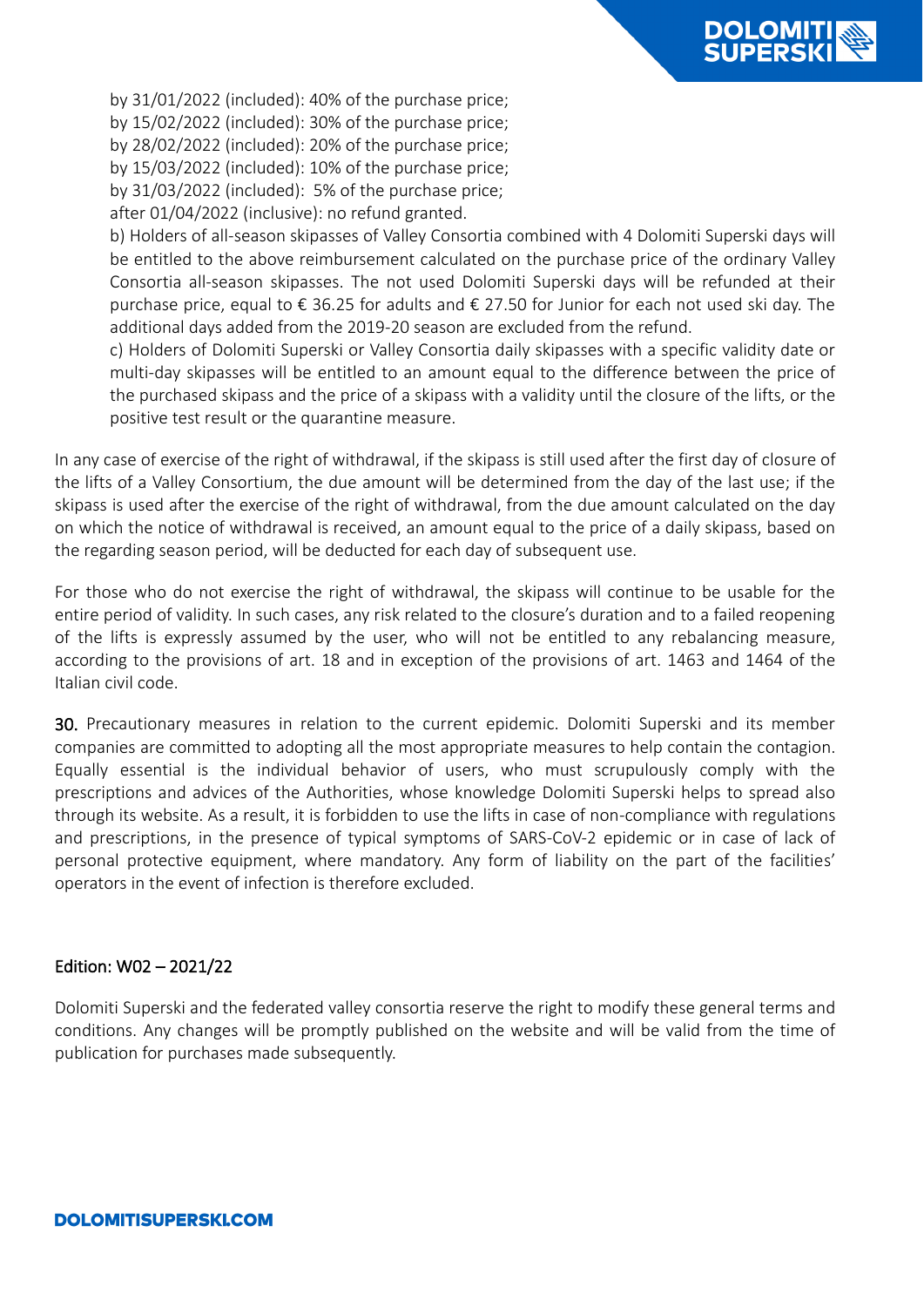by 31/01/2022 (included): 40% of the purchase price;
by 15/02/2022 (included): 30% of the purchase price;
by 28/02/2022 (included): 20% of the purchase price;
by 15/03/2022 (included): 10% of the purchase price;
by 31/03/2022 (included): 5% of the purchase price;
after 01/04/2022 (inclusive): no refund granted.

b) Holders of all-season skipasses of Valley Consortia combined with 4 Dolomiti Superski days will be entitled to the above reimbursement calculated on the purchase price of the ordinary Valley Consortia all-season skipasses. The not used Dolomiti Superski days will be refunded at their purchase price, equal to € 36.25 for adults and € 27.50 for Junior for each not used ski day. The additional days added from the 2019-20 season are excluded from the refund.

c) Holders of Dolomiti Superski or Valley Consortia daily skipasses with a specific validity date or multi-day skipasses will be entitled to an amount equal to the difference between the price of the purchased skipass and the price of a skipass with a validity until the closure of the lifts, or the positive test result or the quarantine measure.

In any case of exercise of the right of withdrawal, if the skipass is still used after the first day of closure of the lifts of a Valley Consortium, the due amount will be determined from the day of the last use; if the skipass is used after the exercise of the right of withdrawal, from the due amount calculated on the day on which the notice of withdrawal is received, an amount equal to the price of a daily skipass, based on the regarding season period, will be deducted for each day of subsequent use.

For those who do not exercise the right of withdrawal, the skipass will continue to be usable for the entire period of validity. In such cases, any risk related to the closure's duration and to a failed reopening of the lifts is expressly assumed by the user, who will not be entitled to any rebalancing measure, according to the provisions of art. 18 and in exception of the provisions of art. 1463 and 1464 of the Italian civil code.

**30.** Precautionary measures in relation to the current epidemic. Dolomiti Superski and its member companies are committed to adopting all the most appropriate measures to help contain the contagion. Equally essential is the individual behavior of users, who must scrupulously comply with the prescriptions and advices of the Authorities, whose knowledge Dolomiti Superski helps to spread also through its website. As a result, it is forbidden to use the lifts in case of non-compliance with regulations and prescriptions, in the presence of typical symptoms of SARS-CoV-2 epidemic or in case of lack of personal protective equipment, where mandatory. Any form of liability on the part of the facilities' operators in the event of infection is therefore excluded.

Edition: W02 – 2021/22

Dolomiti Superski and the federated valley consortia reserve the right to modify these general terms and conditions. Any changes will be promptly published on the website and will be valid from the time of publication for purchases made subsequently.